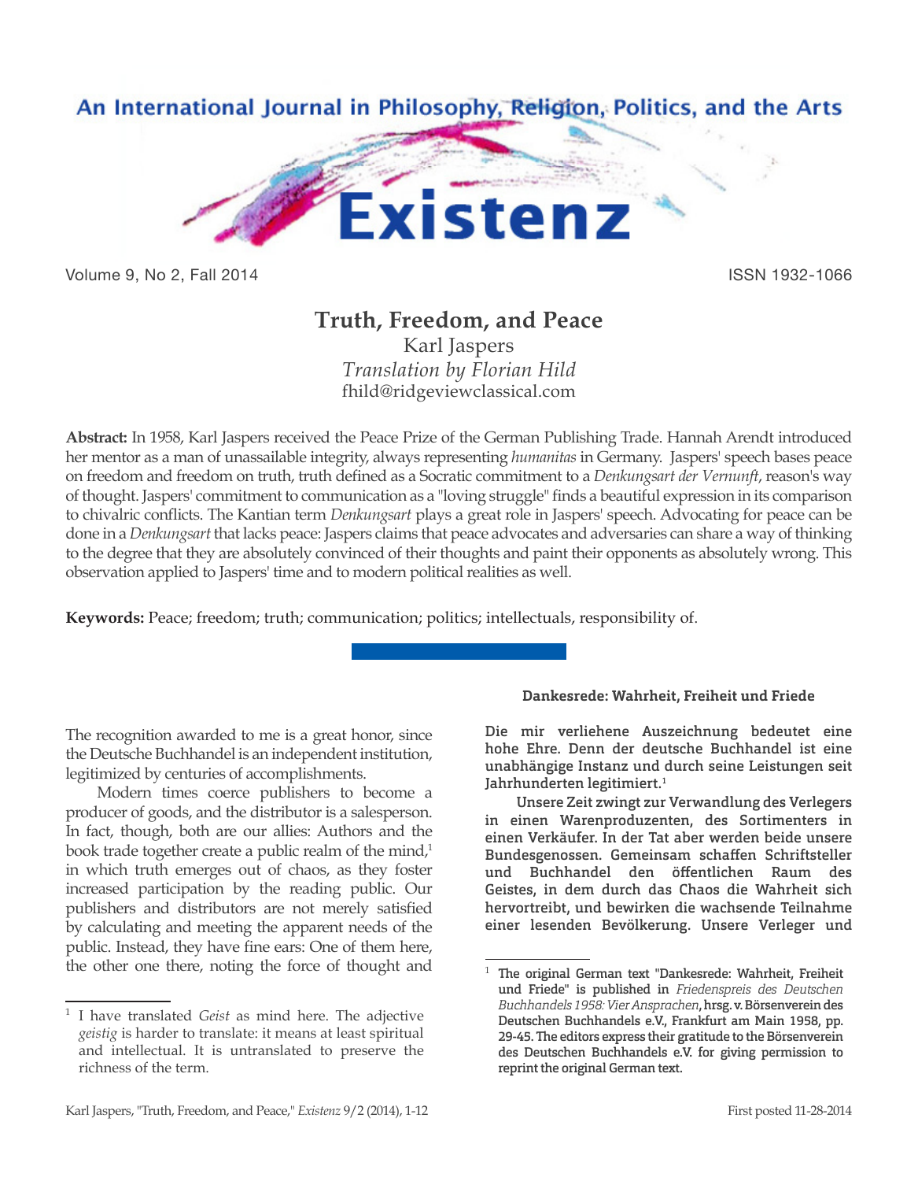An International Journal in Philosophy, Religion, Politics, and the Arts

# Existenz

Volume 9, No 2, Fall 2014 ISSN 1932-1066

## Truth, Freedom, and Peace

Karl Jaspers

*Translation by Florian Hild*

fhild@ridgeviewclassical.com

**Abstract:** In 1958, Karl Jaspers received the Peace Prize of the German Publishing Trade. Hannah Arendt introduced her mentor as a man of unassailable integrity, always representing *humanitas* in Germany. Jaspers' speech bases peace on freedom and freedom on truth, truth defined as a Socratic commitment to a *Denkungsart der Vernunft*, reason's way of thought. Jaspers' commitment to communication as a "loving struggle" finds a beautiful expression in its comparison to chivalric conflicts. The Kantian term *Denkungsart* plays a great role in Jaspers' speech. Advocating for peace can be done in a *Denkungsart* that lacks peace: Jaspers claims that peace advocates and adversaries can share a way of thinking to the degree that they are absolutely convinced of their thoughts and paint their opponents as absolutely wrong. This observation applied to Jaspers' time and to modern political realities as well.

**Keywords:** Peace; freedom; truth; communication; politics; intellectuals, responsibility of.

---

The recognition awarded to me is a great honor, since the Deutsche Buchhandel is an independent institution, legitimized by centuries of accomplishments.

Modern times coerce publishers to become a producer of goods, and the distributor is a salesperson. In fact, though, both are our allies: Authors and the book trade together create a public realm of the mind,[1] in which truth emerges out of chaos, as they foster increased participation by the reading public. Our publishers and distributors are not merely satisfied by calculating and meeting the apparent needs of the public. Instead, they have fine ears: One of them here, the other one there, noting the force of thought and

[1] I have translated *Geist* as mind here. The adjective *geistig* is harder to translate: it means at least spiritual and intellectual. It is untranslated to preserve the richness of the term.

**Dankesrede: Wahrheit, Freiheit und Friede**

Die mir verliehene Auszeichnung bedeutet eine hohe Ehre. Denn der deutsche Buchhandel ist eine unabhängige Instanz und durch seine Leistungen seit Jahrhunderten legitimiert.[1]

Unsere Zeit zwingt zur Verwandlung des Verlegers in einen Warenproduzenten, des Sortimenters in einen Verkäufer. In der Tat aber werden beide unsere Bundesgenossen. Gemeinsam schaffen Schriftsteller und Buchhandel den öffentlichen Raum des Geistes, in dem durch das Chaos die Wahrheit sich hervortreibt, und bewirken die wachsende Teilnahme einer lesenden Bevölkerung. Unsere Verleger und

[1] The original German text "Dankesrede: Wahrheit, Freiheit und Friede" is published in *Friedenspreis des Deutschen Buchhandels 1958: Vier Ansprachen*, hrsg. v. Börsenverein des Deutschen Buchhandels e.V., Frankfurt am Main 1958, pp. 29-45. The editors express their gratitude to the Börsenverein des Deutschen Buchhandels e.V. for giving permission to reprint the original German text.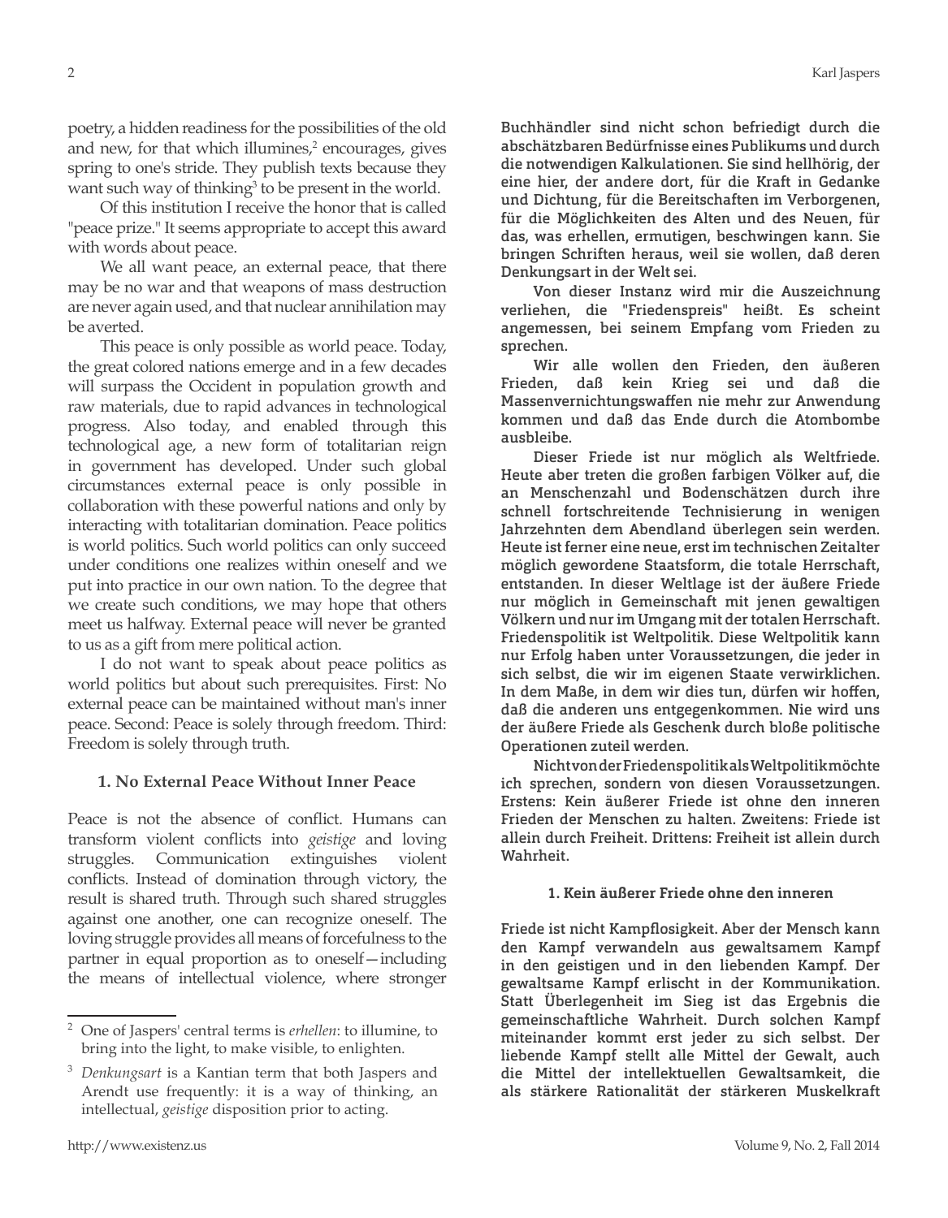poetry, a hidden readiness for the possibilities of the old and new, for that which illumines,[2] encourages, gives spring to one's stride. They publish texts because they want such way of thinking[3] to be present in the world.

Of this institution I receive the honor that is called "peace prize." It seems appropriate to accept this award with words about peace.

We all want peace, an external peace, that there may be no war and that weapons of mass destruction are never again used, and that nuclear annihilation may be averted.

This peace is only possible as world peace. Today, the great colored nations emerge and in a few decades will surpass the Occident in population growth and raw materials, due to rapid advances in technological progress. Also today, and enabled through this technological age, a new form of totalitarian reign in government has developed. Under such global circumstances external peace is only possible in collaboration with these powerful nations and only by interacting with totalitarian domination. Peace politics is world politics. Such world politics can only succeed under conditions one realizes within oneself and we put into practice in our own nation. To the degree that we create such conditions, we may hope that others meet us halfway. External peace will never be granted to us as a gift from mere political action.

I do not want to speak about peace politics as world politics but about such prerequisites. First: No external peace can be maintained without man's inner peace. Second: Peace is solely through freedom. Third: Freedom is solely through truth.

### 1. No External Peace Without Inner Peace

Peace is not the absence of conflict. Humans can transform violent conflicts into *geistige* and loving struggles. Communication extinguishes violent conflicts. Instead of domination through victory, the result is shared truth. Through such shared struggles against one another, one can recognize oneself. The loving struggle provides all means of forcefulness to the partner in equal proportion as to oneself—including the means of intellectual violence, where stronger

**Buchhändler sind nicht schon befriedigt durch die abschätzbaren Bedürfnisse eines Publikums und durch die notwendigen Kalkulationen. Sie sind hellhörig, der eine hier, der andere dort, für die Kraft in Gedanke und Dichtung, für die Bereitschaften im Verborgenen, für die Möglichkeiten des Alten und des Neuen, für das, was erhellen, ermutigen, beschwingen kann. Sie bringen Schriften heraus, weil sie wollen, daß deren Denkungsart in der Welt sei.**

**Von dieser Instanz wird mir die Auszeichnung verliehen, die "Friedenspreis" heißt. Es scheint angemessen, bei seinem Empfang vom Frieden zu sprechen.**

**Wir alle wollen den Frieden, den äußeren Frieden, daß kein Krieg sei und daß die Massenvernichtungswaffen nie mehr zur Anwendung kommen und daß das Ende durch die Atombombe ausbleibe.**

**Dieser Friede ist nur möglich als Weltfriede. Heute aber treten die großen farbigen Völker auf, die an Menschenzahl und Bodenschätzen durch ihre schnell fortschreitende Technisierung in wenigen Jahrzehnten dem Abendland überlegen sein werden. Heute ist ferner eine neue, erst im technischen Zeitalter möglich gewordene Staatsform, die totale Herrschaft, entstanden. In dieser Weltlage ist der äußere Friede nur möglich in Gemeinschaft mit jenen gewaltigen Völkern und nur im Umgang mit der totalen Herrschaft. Friedenspolitik ist Weltpolitik. Diese Weltpolitik kann nur Erfolg haben unter Voraussetzungen, die jeder in sich selbst, die wir im eigenen Staate verwirklichen. In dem Maße, in dem wir dies tun, dürfen wir hoffen, daß die anderen uns entgegenkommen. Nie wird uns der äußere Friede als Geschenk durch bloße politische Operationen zuteil werden.**

**Nicht von der Friedenspolitik als Weltpolitik möchte ich sprechen, sondern von diesen Voraussetzungen. Erstens: Kein äußerer Friede ist ohne den inneren Frieden der Menschen zu halten. Zweitens: Friede ist allein durch Freiheit. Drittens: Freiheit ist allein durch Wahrheit.**

### 1. Kein äußerer Friede ohne den inneren

**Friede ist nicht Kampflosigkeit. Aber der Mensch kann den Kampf verwandeln aus gewaltsamem Kampf in den geistigen und in den liebenden Kampf. Der gewaltsame Kampf erlischt in der Kommunikation. Statt Überlegenheit im Sieg ist das Ergebnis die gemeinschaftliche Wahrheit. Durch solchen Kampf miteinander kommt erst jeder zu sich selbst. Der liebende Kampf stellt alle Mittel der Gewalt, auch die Mittel der intellektuellen Gewaltsamkeit, die als stärkere Rationalität der stärkeren Muskelkraft**

---

[2] One of Jaspers' central terms is *erhellen*: to illumine, to bring into the light, to make visible, to enlighten.

[3] *Denkungsart* is a Kantian term that both Jaspers and Arendt use frequently: it is a way of thinking, an intellectual, *geistige* disposition prior to acting.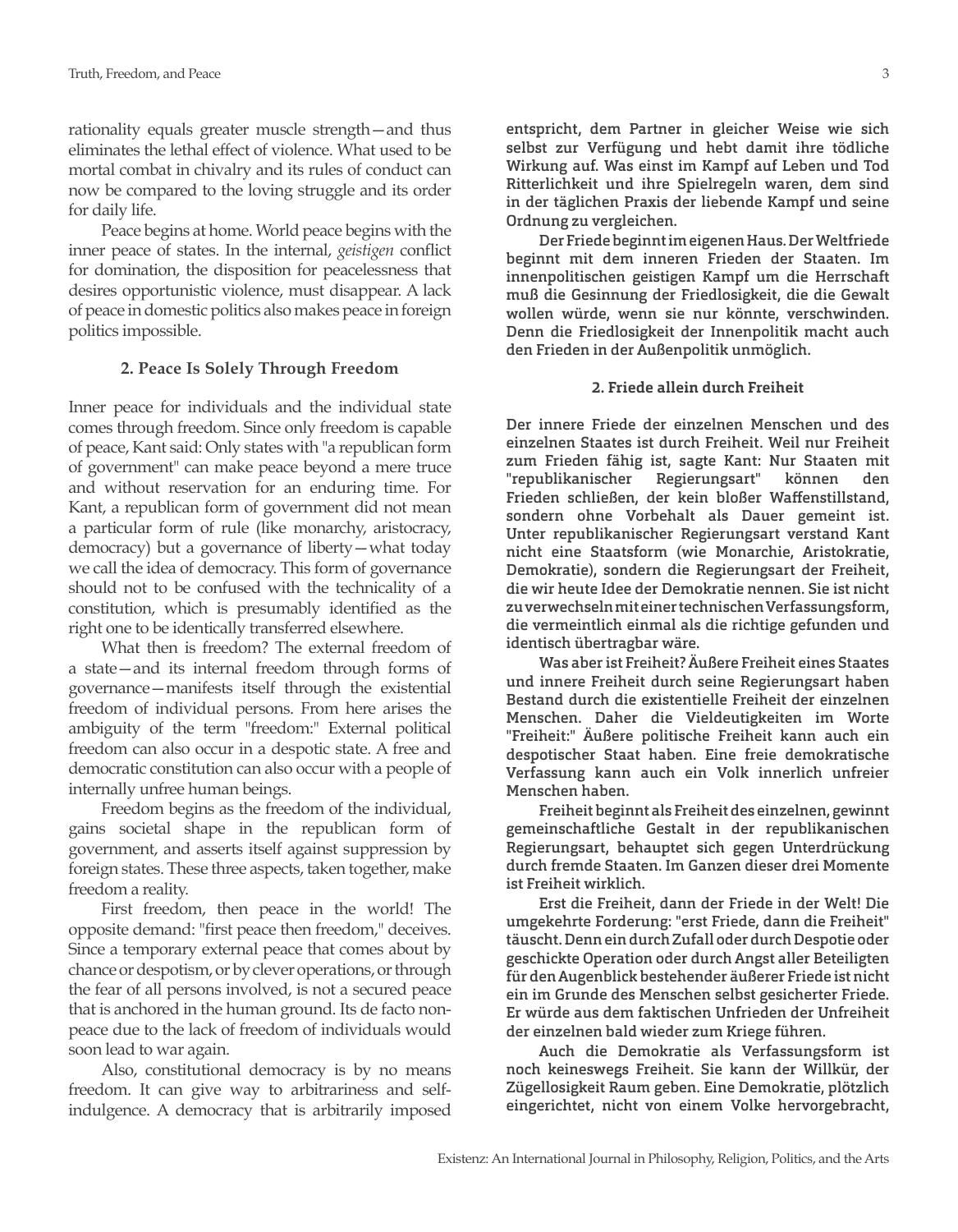rationality equals greater muscle strength—and thus eliminates the lethal effect of violence. What used to be mortal combat in chivalry and its rules of conduct can now be compared to the loving struggle and its order for daily life.

Peace begins at home. World peace begins with the inner peace of states. In the internal, *geistigen* conflict for domination, the disposition for peacelessness that desires opportunistic violence, must disappear. A lack of peace in domestic politics also makes peace in foreign politics impossible.

### 2. Peace Is Solely Through Freedom

Inner peace for individuals and the individual state comes through freedom. Since only freedom is capable of peace, Kant said: Only states with "a republican form of government" can make peace beyond a mere truce and without reservation for an enduring time. For Kant, a republican form of government did not mean a particular form of rule (like monarchy, aristocracy, democracy) but a governance of liberty—what today we call the idea of democracy. This form of governance should not to be confused with the technicality of a constitution, which is presumably identified as the right one to be identically transferred elsewhere.

What then is freedom? The external freedom of a state—and its internal freedom through forms of governance—manifests itself through the existential freedom of individual persons. From here arises the ambiguity of the term "freedom:" External political freedom can also occur in a despotic state. A free and democratic constitution can also occur with a people of internally unfree human beings.

Freedom begins as the freedom of the individual, gains societal shape in the republican form of government, and asserts itself against suppression by foreign states. These three aspects, taken together, make freedom a reality.

First freedom, then peace in the world! The opposite demand: "first peace then freedom," deceives. Since a temporary external peace that comes about by chance or despotism, or by clever operations, or through the fear of all persons involved, is not a secured peace that is anchored in the human ground. Its de facto non-peace due to the lack of freedom of individuals would soon lead to war again.

Also, constitutional democracy is by no means freedom. It can give way to arbitrariness and self-indulgence. A democracy that is arbitrarily imposed

**entspricht, dem Partner in gleicher Weise wie sich selbst zur Verfügung und hebt damit ihre tödliche Wirkung auf. Was einst im Kampf auf Leben und Tod Ritterlichkeit und ihre Spielregeln waren, dem sind in der täglichen Praxis der liebende Kampf und seine Ordnung zu vergleichen.**

**Der Friede beginnt im eigenen Haus. Der Weltfriede beginnt mit dem inneren Frieden der Staaten. Im innenpolitischen geistigen Kampf um die Herrschaft muß die Gesinnung der Friedlosigkeit, die die Gewalt wollen würde, wenn sie nur könnte, verschwinden. Denn die Friedlosigkeit der Innenpolitik macht auch den Frieden in der Außenpolitik unmöglich.**

### 2. Friede allein durch Freiheit

**Der innere Friede der einzelnen Menschen und des einzelnen Staates ist durch Freiheit. Weil nur Freiheit zum Frieden fähig ist, sagte Kant: Nur Staaten mit "republikanischer Regierungsart" können den Frieden schließen, der kein bloßer Waffenstillstand, sondern ohne Vorbehalt als Dauer gemeint ist. Unter republikanischer Regierungsart verstand Kant nicht eine Staatsform (wie Monarchie, Aristokratie, Demokratie), sondern die Regierungsart der Freiheit, die wir heute Idee der Demokratie nennen. Sie ist nicht zu verwechseln mit einer technischen Verfassungsform, die vermeintlich einmal als die richtige gefunden und identisch übertragbar wäre.**

**Was aber ist Freiheit? Äußere Freiheit eines Staates und innere Freiheit durch seine Regierungsart haben Bestand durch die existentielle Freiheit der einzelnen Menschen. Daher die Vieldeutigkeiten im Worte "Freiheit:" Äußere politische Freiheit kann auch ein despotischer Staat haben. Eine freie demokratische Verfassung kann auch ein Volk innerlich unfreier Menschen haben.**

**Freiheit beginnt als Freiheit des einzelnen, gewinnt gemeinschaftliche Gestalt in der republikanischen Regierungsart, behauptet sich gegen Unterdrückung durch fremde Staaten. Im Ganzen dieser drei Momente ist Freiheit wirklich.**

**Erst die Freiheit, dann der Friede in der Welt! Die umgekehrte Forderung: "erst Friede, dann die Freiheit" täuscht. Denn ein durch Zufall oder durch Despotie oder geschickte Operation oder durch Angst aller Beteiligten für den Augenblick bestehender äußerer Friede ist nicht ein im Grunde des Menschen selbst gesicherter Friede. Er würde aus dem faktischen Unfrieden der Unfreiheit der einzelnen bald wieder zum Kriege führen.**

**Auch die Demokratie als Verfassungsform ist noch keineswegs Freiheit. Sie kann der Willkür, der Zügellosigkeit Raum geben. Eine Demokratie, plötzlich eingerichtet, nicht von einem Volke hervorgebracht,**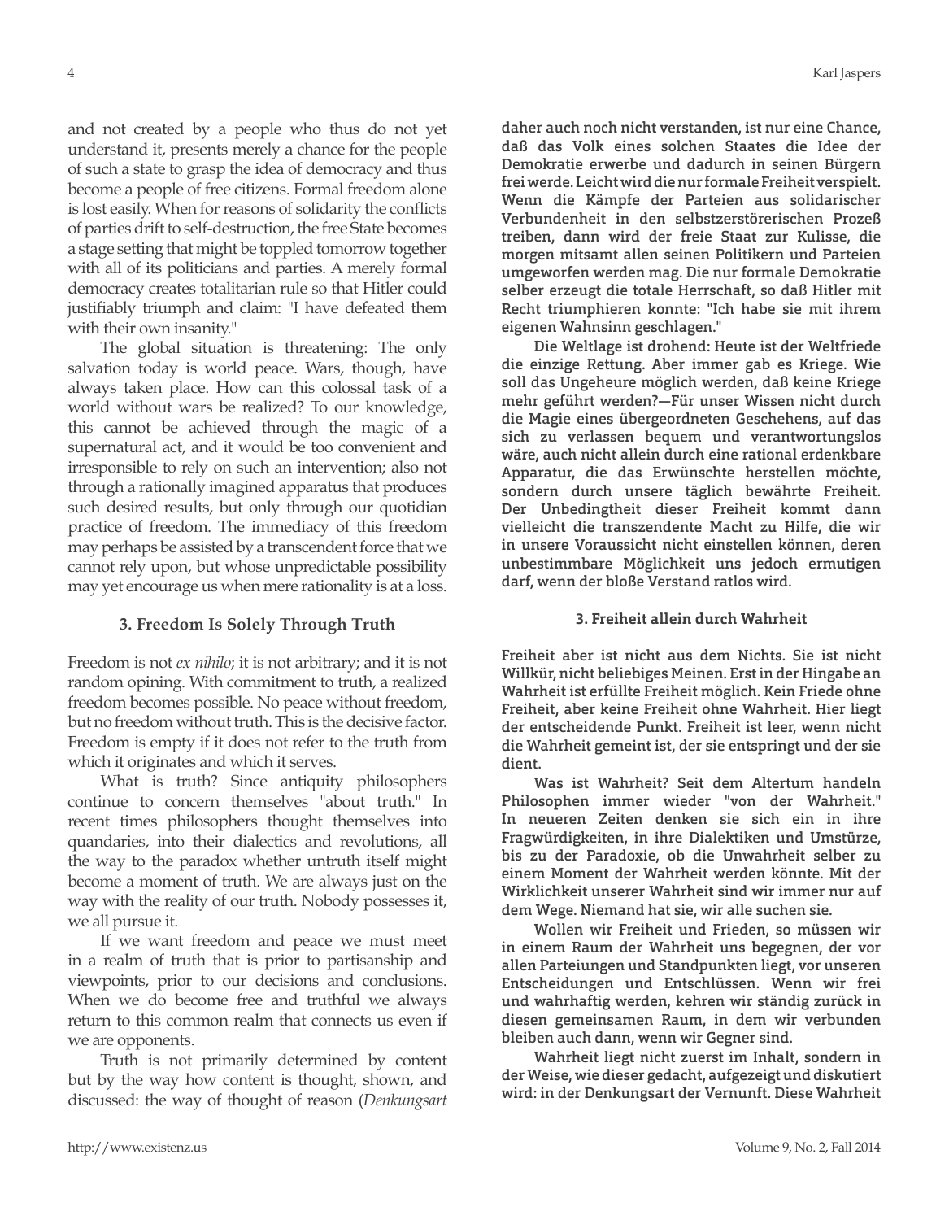and not created by a people who thus do not yet understand it, presents merely a chance for the people of such a state to grasp the idea of democracy and thus become a people of free citizens. Formal freedom alone is lost easily. When for reasons of solidarity the conflicts of parties drift to self-destruction, the free State becomes a stage setting that might be toppled tomorrow together with all of its politicians and parties. A merely formal democracy creates totalitarian rule so that Hitler could justifiably triumph and claim: "I have defeated them with their own insanity."

The global situation is threatening: The only salvation today is world peace. Wars, though, have always taken place. How can this colossal task of a world without wars be realized? To our knowledge, this cannot be achieved through the magic of a supernatural act, and it would be too convenient and irresponsible to rely on such an intervention; also not through a rationally imagined apparatus that produces such desired results, but only through our quotidian practice of freedom. The immediacy of this freedom may perhaps be assisted by a transcendent force that we cannot rely upon, but whose unpredictable possibility may yet encourage us when mere rationality is at a loss.

### 3. Freedom Is Solely Through Truth

Freedom is not *ex nihilo*; it is not arbitrary; and it is not random opining. With commitment to truth, a realized freedom becomes possible. No peace without freedom, but no freedom without truth. This is the decisive factor. Freedom is empty if it does not refer to the truth from which it originates and which it serves.

What is truth? Since antiquity philosophers continue to concern themselves "about truth." In recent times philosophers thought themselves into quandaries, into their dialectics and revolutions, all the way to the paradox whether untruth itself might become a moment of truth. We are always just on the way with the reality of our truth. Nobody possesses it, we all pursue it.

If we want freedom and peace we must meet in a realm of truth that is prior to partisanship and viewpoints, prior to our decisions and conclusions. When we do become free and truthful we always return to this common realm that connects us even if we are opponents.

Truth is not primarily determined by content but by the way how content is thought, shown, and discussed: the way of thought of reason (*Denkungsart*

daher auch noch nicht verstanden, ist nur eine Chance, daß das Volk eines solchen Staates die Idee der Demokratie erwerbe und dadurch in seinen Bürgern frei werde. Leicht wird die nur formale Freiheit verspielt. Wenn die Kämpfe der Parteien aus solidarischer Verbundenheit in den selbstzerstörerischen Prozeß treiben, dann wird der freie Staat zur Kulisse, die morgen mitsamt allen seinen Politikern und Parteien umgeworfen werden mag. Die nur formale Demokratie selber erzeugt die totale Herrschaft, so daß Hitler mit Recht triumphieren konnte: "Ich habe sie mit ihrem eigenen Wahnsinn geschlagen."

Die Weltlage ist drohend: Heute ist der Weltfriede die einzige Rettung. Aber immer gab es Kriege. Wie soll das Ungeheure möglich werden, daß keine Kriege mehr geführt werden?—Für unser Wissen nicht durch die Magie eines übergeordneten Geschehens, auf das sich zu verlassen bequem und verantwortungslos wäre, auch nicht allein durch eine rational erdenkbare Apparatur, die das Erwünschte herstellen möchte, sondern durch unsere täglich bewährte Freiheit. Der Unbedingtheit dieser Freiheit kommt dann vielleicht die transzendente Macht zu Hilfe, die wir in unsere Voraussicht nicht einstellen können, deren unbestimmbare Möglichkeit uns jedoch ermutigen darf, wenn der bloße Verstand ratlos wird.

### 3. Freiheit allein durch Wahrheit

Freiheit aber ist nicht aus dem Nichts. Sie ist nicht Willkür, nicht beliebiges Meinen. Erst in der Hingabe an Wahrheit ist erfüllte Freiheit möglich. Kein Friede ohne Freiheit, aber keine Freiheit ohne Wahrheit. Hier liegt der entscheidende Punkt. Freiheit ist leer, wenn nicht die Wahrheit gemeint ist, der sie entspringt und der sie dient.

Was ist Wahrheit? Seit dem Altertum handeln Philosophen immer wieder "von der Wahrheit." In neueren Zeiten denken sie sich ein in ihre Fragwürdigkeiten, in ihre Dialektiken und Umstürze, bis zu der Paradoxie, ob die Unwahrheit selber zu einem Moment der Wahrheit werden könnte. Mit der Wirklichkeit unserer Wahrheit sind wir immer nur auf dem Wege. Niemand hat sie, wir alle suchen sie.

Wollen wir Freiheit und Frieden, so müssen wir in einem Raum der Wahrheit uns begegnen, der vor allen Parteiungen und Standpunkten liegt, vor unseren Entscheidungen und Entschlüssen. Wenn wir frei und wahrhaftig werden, kehren wir ständig zurück in diesen gemeinsamen Raum, in dem wir verbunden bleiben auch dann, wenn wir Gegner sind.

Wahrheit liegt nicht zuerst im Inhalt, sondern in der Weise, wie dieser gedacht, aufgezeigt und diskutiert wird: in der Denkungsart der Vernunft. Diese Wahrheit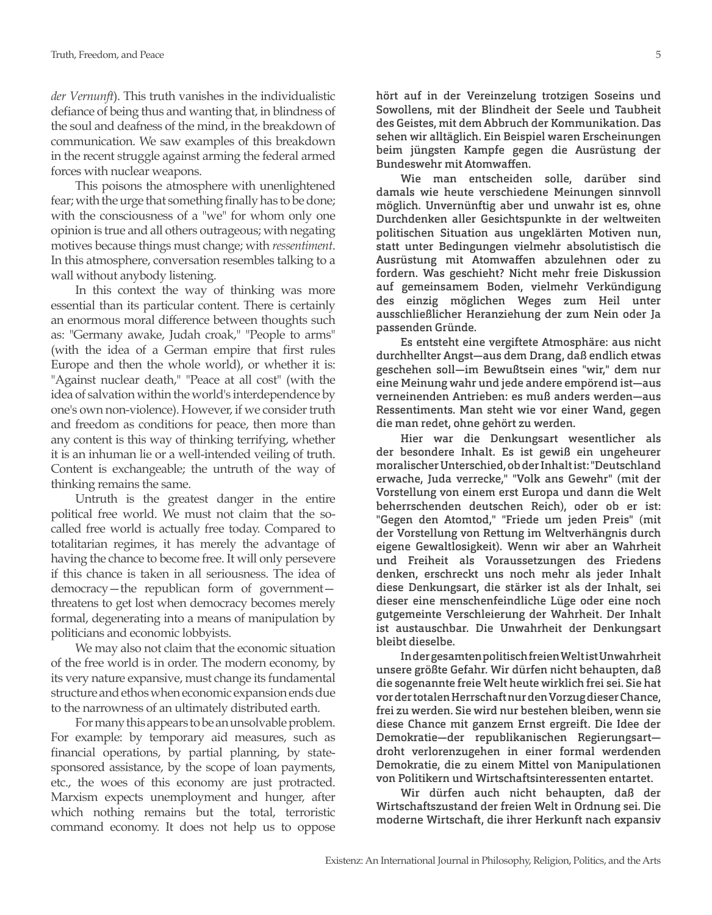*der Vernunft*). This truth vanishes in the individualistic defiance of being thus and wanting that, in blindness of the soul and deafness of the mind, in the breakdown of communication. We saw examples of this breakdown in the recent struggle against arming the federal armed forces with nuclear weapons.

This poisons the atmosphere with unenlightened fear; with the urge that something finally has to be done; with the consciousness of a "we" for whom only one opinion is true and all others outrageous; with negating motives because things must change; with *ressentiment*. In this atmosphere, conversation resembles talking to a wall without anybody listening.

In this context the way of thinking was more essential than its particular content. There is certainly an enormous moral difference between thoughts such as: "Germany awake, Judah croak," "People to arms" (with the idea of a German empire that first rules Europe and then the whole world), or whether it is: "Against nuclear death," "Peace at all cost" (with the idea of salvation within the world's interdependence by one's own non-violence). However, if we consider truth and freedom as conditions for peace, then more than any content is this way of thinking terrifying, whether it is an inhuman lie or a well-intended veiling of truth. Content is exchangeable; the untruth of the way of thinking remains the same.

Untruth is the greatest danger in the entire political free world. We must not claim that the so-called free world is actually free today. Compared to totalitarian regimes, it has merely the advantage of having the chance to become free. It will only persevere if this chance is taken in all seriousness. The idea of democracy—the republican form of government—threatens to get lost when democracy becomes merely formal, degenerating into a means of manipulation by politicians and economic lobbyists.

We may also not claim that the economic situation of the free world is in order. The modern economy, by its very nature expansive, must change its fundamental structure and ethos when economic expansion ends due to the narrowness of an ultimately distributed earth.

For many this appears to be an unsolvable problem. For example: by temporary aid measures, such as financial operations, by partial planning, by state-sponsored assistance, by the scope of loan payments, etc., the woes of this economy are just protracted. Marxism expects unemployment and hunger, after which nothing remains but the total, terroristic command economy. It does not help us to oppose

**hört auf in der Vereinzelung trotzigen Soseins und Sowollens, mit der Blindheit der Seele und Taubheit des Geistes, mit dem Abbruch der Kommunikation. Das sehen wir alltäglich. Ein Beispiel waren Erscheinungen beim jüngsten Kampfe gegen die Ausrüstung der Bundeswehr mit Atomwaffen.**

**Wie man entscheiden solle, darüber sind damals wie heute verschiedene Meinungen sinnvoll möglich. Unvernünftig aber und unwahr ist es, ohne Durchdenken aller Gesichtspunkte in der weltweiten politischen Situation aus ungeklärten Motiven nun, statt unter Bedingungen vielmehr absolutistisch die Ausrüstung mit Atomwaffen abzulehnen oder zu fordern. Was geschieht? Nicht mehr freie Diskussion auf gemeinsamem Boden, vielmehr Verkündigung des einzig möglichen Weges zum Heil unter ausschließlicher Heranziehung der zum Nein oder Ja passenden Gründe.**

**Es entsteht eine vergiftete Atmosphäre: aus nicht durchhellter Angst—aus dem Drang, daß endlich etwas geschehen soll—im Bewußtsein eines "wir," dem nur eine Meinung wahr und jede andere empörend ist—aus verneinenden Antrieben: es muß anders werden—aus Ressentiments. Man steht wie vor einer Wand, gegen die man redet, ohne gehört zu werden.**

**Hier war die Denkungsart wesentlicher als der besondere Inhalt. Es ist gewiß ein ungeheurer moralischer Unterschied, ob der Inhalt ist: "Deutschland erwache, Juda verrecke," "Volk ans Gewehr" (mit der Vorstellung von einem erst Europa und dann die Welt beherrschenden deutschen Reich), oder ob er ist: "Gegen den Atomtod," "Friede um jeden Preis" (mit der Vorstellung von Rettung im Weltverhängnis durch eigene Gewaltlosigkeit). Wenn wir aber an Wahrheit und Freiheit als Voraussetzungen des Friedens denken, erschreckt uns noch mehr als jeder Inhalt diese Denkungsart, die stärker ist als der Inhalt, sei dieser eine menschenfeindliche Lüge oder eine noch gutgemeinte Verschleierung der Wahrheit. Der Inhalt ist austauschbar. Die Unwahrheit der Denkungsart bleibt dieselbe.**

**In der gesamten politisch freien Welt ist Unwahrheit unsere größte Gefahr. Wir dürfen nicht behaupten, daß die sogenannte freie Welt heute wirklich frei sei. Sie hat vor der totalen Herrschaft nur den Vorzug dieser Chance, frei zu werden. Sie wird nur bestehen bleiben, wenn sie diese Chance mit ganzem Ernst ergreift. Die Idee der Demokratie—der republikanischen Regierungsart—droht verlorenzugehen in einer formal werdenden Demokratie, die zu einem Mittel von Manipulationen von Politikern und Wirtschaftsinteressenten entartet.**

**Wir dürfen auch nicht behaupten, daß der Wirtschaftszustand der freien Welt in Ordnung sei. Die moderne Wirtschaft, die ihrer Herkunft nach expansiv**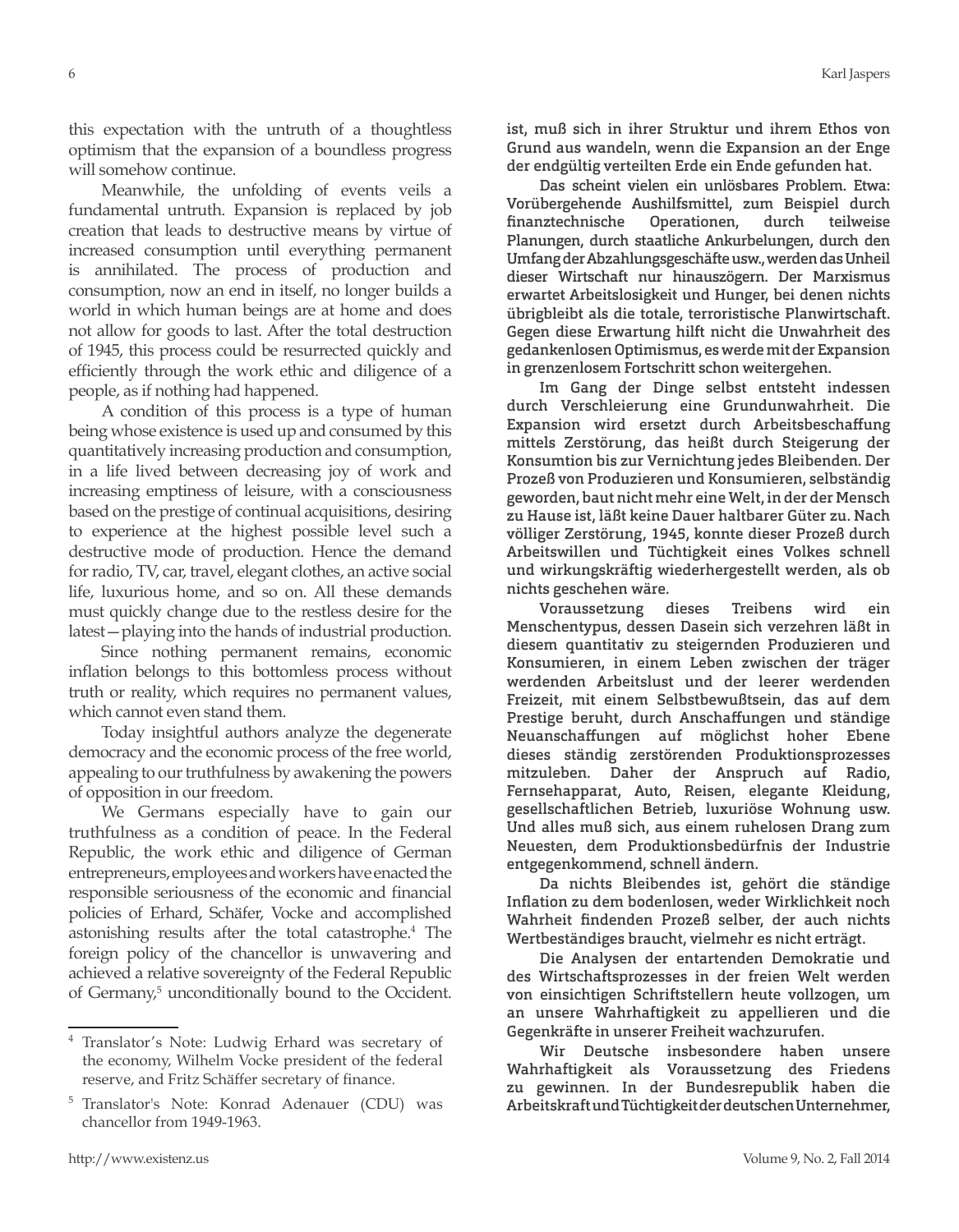this expectation with the untruth of a thoughtless optimism that the expansion of a boundless progress will somehow continue.

Meanwhile, the unfolding of events veils a fundamental untruth. Expansion is replaced by job creation that leads to destructive means by virtue of increased consumption until everything permanent is annihilated. The process of production and consumption, now an end in itself, no longer builds a world in which human beings are at home and does not allow for goods to last. After the total destruction of 1945, this process could be resurrected quickly and efficiently through the work ethic and diligence of a people, as if nothing had happened.

A condition of this process is a type of human being whose existence is used up and consumed by this quantitatively increasing production and consumption, in a life lived between decreasing joy of work and increasing emptiness of leisure, with a consciousness based on the prestige of continual acquisitions, desiring to experience at the highest possible level such a destructive mode of production. Hence the demand for radio, TV, car, travel, elegant clothes, an active social life, luxurious home, and so on. All these demands must quickly change due to the restless desire for the latest—playing into the hands of industrial production.

Since nothing permanent remains, economic inflation belongs to this bottomless process without truth or reality, which requires no permanent values, which cannot even stand them.

Today insightful authors analyze the degenerate democracy and the economic process of the free world, appealing to our truthfulness by awakening the powers of opposition in our freedom.

We Germans especially have to gain our truthfulness as a condition of peace. In the Federal Republic, the work ethic and diligence of German entrepreneurs, employees and workers have enacted the responsible seriousness of the economic and financial policies of Erhard, Schäfer, Vocke and accomplished astonishing results after the total catastrophe.[4] The foreign policy of the chancellor is unwavering and achieved a relative sovereignty of the Federal Republic of Germany,[5] unconditionally bound to the Occident.

ist, muß sich in ihrer Struktur und ihrem Ethos von Grund aus wandeln, wenn die Expansion an der Enge der endgültig verteilten Erde ein Ende gefunden hat.

Das scheint vielen ein unlösbares Problem. Etwa: Vorübergehende Aushilfsmittel, zum Beispiel durch finanztechnische Operationen, durch teilweise Planungen, durch staatliche Ankurbelungen, durch den Umfang der Abzahlungsgeschäfte usw., werden das Unheil dieser Wirtschaft nur hinauszögern. Der Marxismus erwartet Arbeitslosigkeit und Hunger, bei denen nichts übrigbleibt als die totale, terroristische Planwirtschaft. Gegen diese Erwartung hilft nicht die Unwahrheit des gedankenlosen Optimismus, es werde mit der Expansion in grenzenlosem Fortschritt schon weitergehen.

Im Gang der Dinge selbst entsteht indessen durch Verschleierung eine Grundunwahrheit. Die Expansion wird ersetzt durch Arbeitsbeschaffung mittels Zerstörung, das heißt durch Steigerung der Konsumtion bis zur Vernichtung jedes Bleibenden. Der Prozeß von Produzieren und Konsumieren, selbständig geworden, baut nicht mehr eine Welt, in der der Mensch zu Hause ist, läßt keine Dauer haltbarer Güter zu. Nach völliger Zerstörung, 1945, konnte dieser Prozeß durch Arbeitswillen und Tüchtigkeit eines Volkes schnell und wirkungskräftig wiederhergestellt werden, als ob nichts geschehen wäre.

Voraussetzung dieses Treibens wird ein Menschentypus, dessen Dasein sich verzehren läßt in diesem quantitativ zu steigernden Produzieren und Konsumieren, in einem Leben zwischen der träger werdenden Arbeitslust und der leerer werdenden Freizeit, mit einem Selbstbewußtsein, das auf dem Prestige beruht, durch Anschaffungen und ständige Neuanschaffungen auf möglichst hoher Ebene dieses ständig zerstörenden Produktionsprozesses mitzuleben. Daher der Anspruch auf Radio, Fernsehapparat, Auto, Reisen, elegante Kleidung, gesellschaftlichen Betrieb, luxuriöse Wohnung usw. Und alles muß sich, aus einem ruhelosen Drang zum Neuesten, dem Produktionsbedürfnis der Industrie entgegenkommend, schnell ändern.

Da nichts Bleibendes ist, gehört die ständige Inflation zu dem bodenlosen, weder Wirklichkeit noch Wahrheit findenden Prozeß selber, der auch nichts Wertbeständiges braucht, vielmehr es nicht erträgt.

Die Analysen der entartenden Demokratie und des Wirtschaftsprozesses in der freien Welt werden von einsichtigen Schriftstellern heute vollzogen, um an unsere Wahrhaftigkeit zu appellieren und die Gegenkräfte in unserer Freiheit wachzurufen.

Wir Deutsche insbesondere haben unsere Wahrhaftigkeit als Voraussetzung des Friedens zu gewinnen. In der Bundesrepublik haben die Arbeitskraft und Tüchtigkeit der deutschen Unternehmer,

---

[4] Translator's Note: Ludwig Erhard was secretary of the economy, Wilhelm Vocke president of the federal reserve, and Fritz Schäffer secretary of finance.

[5] Translator's Note: Konrad Adenauer (CDU) was chancellor from 1949-1963.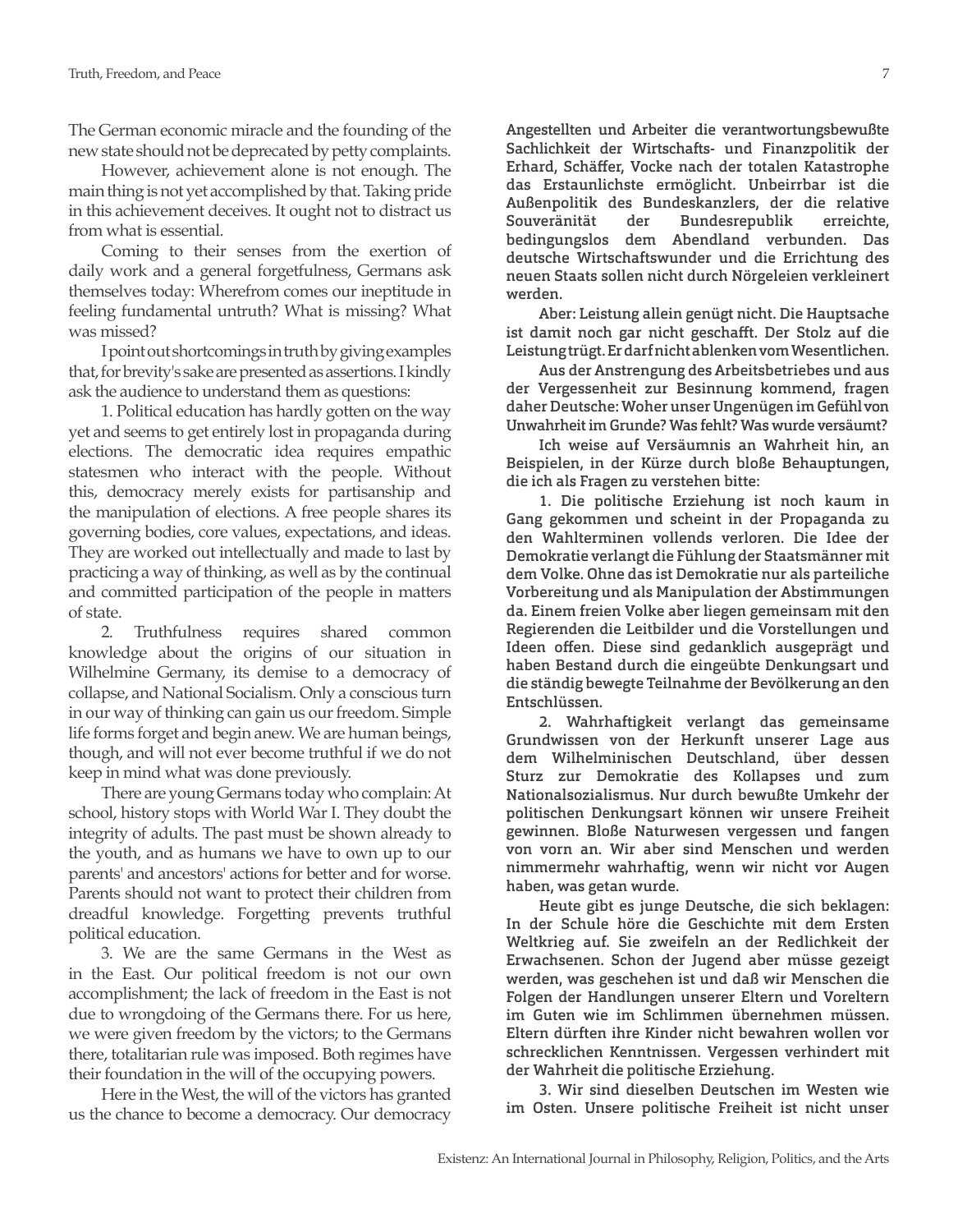The German economic miracle and the founding of the new state should not be deprecated by petty complaints.

However, achievement alone is not enough. The main thing is not yet accomplished by that. Taking pride in this achievement deceives. It ought not to distract us from what is essential.

Coming to their senses from the exertion of daily work and a general forgetfulness, Germans ask themselves today: Wherefrom comes our ineptitude in feeling fundamental untruth? What is missing? What was missed?

I point out shortcomings in truth by giving examples that, for brevity's sake are presented as assertions. I kindly ask the audience to understand them as questions:

1. Political education has hardly gotten on the way yet and seems to get entirely lost in propaganda during elections. The democratic idea requires empathic statesmen who interact with the people. Without this, democracy merely exists for partisanship and the manipulation of elections. A free people shares its governing bodies, core values, expectations, and ideas. They are worked out intellectually and made to last by practicing a way of thinking, as well as by the continual and committed participation of the people in matters of state.

2. Truthfulness requires shared common knowledge about the origins of our situation in Wilhelmine Germany, its demise to a democracy of collapse, and National Socialism. Only a conscious turn in our way of thinking can gain us our freedom. Simple life forms forget and begin anew. We are human beings, though, and will not ever become truthful if we do not keep in mind what was done previously.

There are young Germans today who complain: At school, history stops with World War I. They doubt the integrity of adults. The past must be shown already to the youth, and as humans we have to own up to our parents' and ancestors' actions for better and for worse. Parents should not want to protect their children from dreadful knowledge. Forgetting prevents truthful political education.

3. We are the same Germans in the West as in the East. Our political freedom is not our own accomplishment; the lack of freedom in the East is not due to wrongdoing of the Germans there. For us here, we were given freedom by the victors; to the Germans there, totalitarian rule was imposed. Both regimes have their foundation in the will of the occupying powers.

Here in the West, the will of the victors has granted us the chance to become a democracy. Our democracy

**Angestellten und Arbeiter die verantwortungsbewußte Sachlichkeit der Wirtschafts- und Finanzpolitik der Erhard, Schäffer, Vocke nach der totalen Katastrophe das Erstaunlichste ermöglicht. Unbeirrbar ist die Außenpolitik des Bundeskanzlers, der die relative Souveränität der Bundesrepublik erreichte, bedingungslos dem Abendland verbunden. Das deutsche Wirtschaftswunder und die Errichtung des neuen Staats sollen nicht durch Nörgeleien verkleinert werden.**

**Aber: Leistung allein genügt nicht. Die Hauptsache ist damit noch gar nicht geschafft. Der Stolz auf die Leistung trügt. Er darf nicht ablenken vom Wesentlichen.**

**Aus der Anstrengung des Arbeitsbetriebes und aus der Vergessenheit zur Besinnung kommend, fragen daher Deutsche: Woher unser Ungenügen im Gefühl von Unwahrheit im Grunde? Was fehlt? Was wurde versäumt?**

**Ich weise auf Versäumnis an Wahrheit hin, an Beispielen, in der Kürze durch bloße Behauptungen, die ich als Fragen zu verstehen bitte:**

**1. Die politische Erziehung ist noch kaum in Gang gekommen und scheint in der Propaganda zu den Wahlterminen vollends verloren. Die Idee der Demokratie verlangt die Fühlung der Staatsmänner mit dem Volke. Ohne das ist Demokratie nur als parteiliche Vorbereitung und als Manipulation der Abstimmungen da. Einem freien Volke aber liegen gemeinsam mit den Regierenden die Leitbilder und die Vorstellungen und Ideen offen. Diese sind gedanklich ausgeprägt und haben Bestand durch die eingeübte Denkungsart und die ständig bewegte Teilnahme der Bevölkerung an den Entschlüssen.**

**2. Wahrhaftigkeit verlangt das gemeinsame Grundwissen von der Herkunft unserer Lage aus dem Wilhelminischen Deutschland, über dessen Sturz zur Demokratie des Kollapses und zum Nationalsozialismus. Nur durch bewußte Umkehr der politischen Denkungsart können wir unsere Freiheit gewinnen. Bloße Naturwesen vergessen und fangen von vorn an. Wir aber sind Menschen und werden nimmermehr wahrhaftig, wenn wir nicht vor Augen haben, was getan wurde.**

**Heute gibt es junge Deutsche, die sich beklagen: In der Schule höre die Geschichte mit dem Ersten Weltkrieg auf. Sie zweifeln an der Redlichkeit der Erwachsenen. Schon der Jugend aber müsse gezeigt werden, was geschehen ist und daß wir Menschen die Folgen der Handlungen unserer Eltern und Voreltern im Guten wie im Schlimmen übernehmen müssen. Eltern dürften ihre Kinder nicht bewahren wollen vor schrecklichen Kenntnissen. Vergessen verhindert mit der Wahrheit die politische Erziehung.**

**3. Wir sind dieselben Deutschen im Westen wie im Osten. Unsere politische Freiheit ist nicht unser**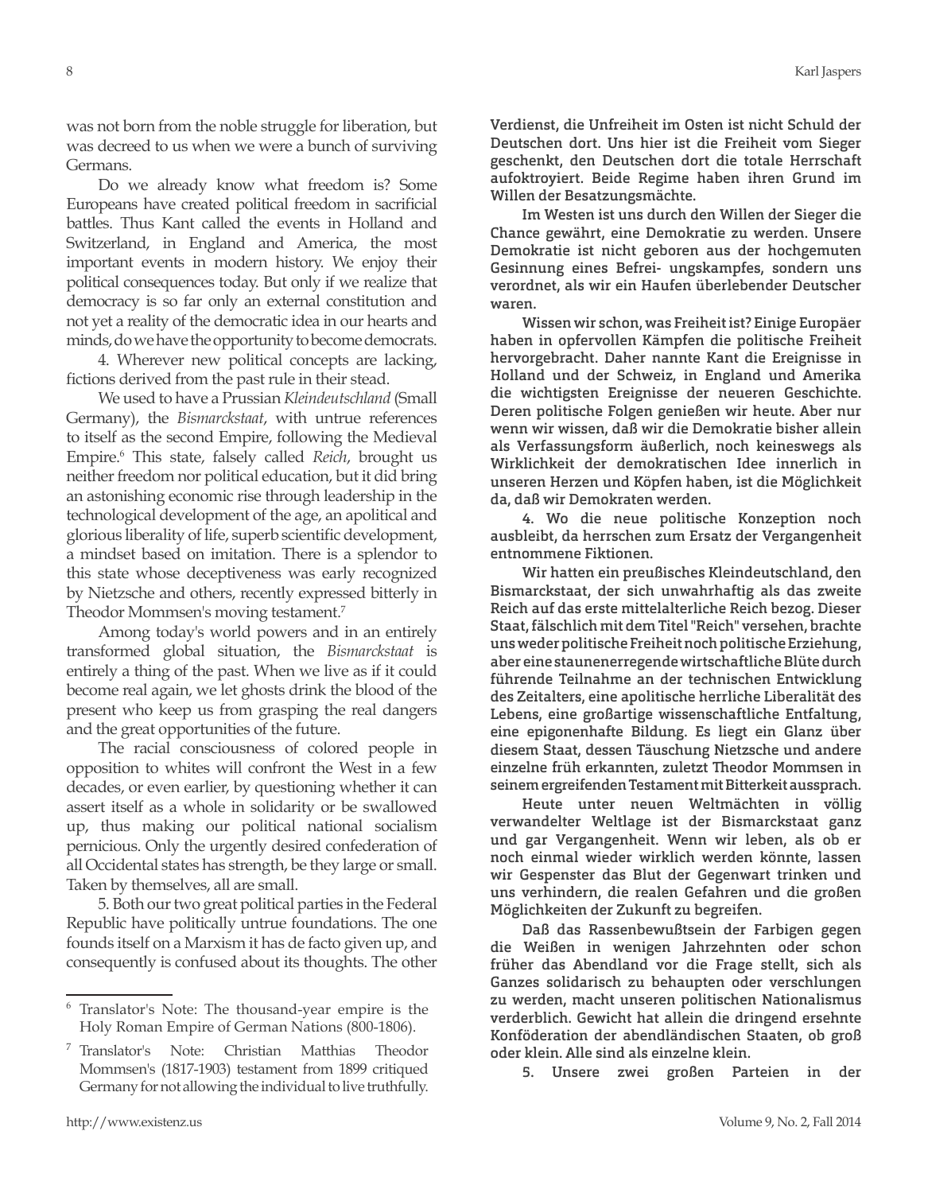was not born from the noble struggle for liberation, but was decreed to us when we were a bunch of surviving Germans.

Do we already know what freedom is? Some Europeans have created political freedom in sacrificial battles. Thus Kant called the events in Holland and Switzerland, in England and America, the most important events in modern history. We enjoy their political consequences today. But only if we realize that democracy is so far only an external constitution and not yet a reality of the democratic idea in our hearts and minds, do we have the opportunity to become democrats.

4. Wherever new political concepts are lacking, fictions derived from the past rule in their stead.

We used to have a Prussian *Kleindeutschland* (Small Germany), the *Bismarckstaat*, with untrue references to itself as the second Empire, following the Medieval Empire.[6] This state, falsely called *Reich*, brought us neither freedom nor political education, but it did bring an astonishing economic rise through leadership in the technological development of the age, an apolitical and glorious liberality of life, superb scientific development, a mindset based on imitation. There is a splendor to this state whose deceptiveness was early recognized by Nietzsche and others, recently expressed bitterly in Theodor Mommsen's moving testament.[7]

Among today's world powers and in an entirely transformed global situation, the *Bismarckstaat* is entirely a thing of the past. When we live as if it could become real again, we let ghosts drink the blood of the present who keep us from grasping the real dangers and the great opportunities of the future.

The racial consciousness of colored people in opposition to whites will confront the West in a few decades, or even earlier, by questioning whether it can assert itself as a whole in solidarity or be swallowed up, thus making our political national socialism pernicious. Only the urgently desired confederation of all Occidental states has strength, be they large or small. Taken by themselves, all are small.

5. Both our two great political parties in the Federal Republic have politically untrue foundations. The one founds itself on a Marxism it has de facto given up, and consequently is confused about its thoughts. The other

**Verdienst, die Unfreiheit im Osten ist nicht Schuld der Deutschen dort. Uns hier ist die Freiheit vom Sieger geschenkt, den Deutschen dort die totale Herrschaft aufoktroyiert. Beide Regime haben ihren Grund im Willen der Besatzungsmächte.**

**Im Westen ist uns durch den Willen der Sieger die Chance gewährt, eine Demokratie zu werden. Unsere Demokratie ist nicht geboren aus der hochgemuten Gesinnung eines Befrei- ungskampfes, sondern uns verordnet, als wir ein Haufen überlebender Deutscher waren.**

**Wissen wir schon, was Freiheit ist? Einige Europäer haben in opfervollen Kämpfen die politische Freiheit hervorgebracht. Daher nannte Kant die Ereignisse in Holland und der Schweiz, in England und Amerika die wichtigsten Ereignisse der neueren Geschichte. Deren politische Folgen genießen wir heute. Aber nur wenn wir wissen, daß wir die Demokratie bisher allein als Verfassungsform äußerlich, noch keineswegs als Wirklichkeit der demokratischen Idee innerlich in unseren Herzen und Köpfen haben, ist die Möglichkeit da, daß wir Demokraten werden.**

**4. Wo die neue politische Konzeption noch ausbleibt, da herrschen zum Ersatz der Vergangenheit entnommene Fiktionen.**

**Wir hatten ein preußisches Kleindeutschland, den Bismarckstaat, der sich unwahrhaftig als das zweite Reich auf das erste mittelalterliche Reich bezog. Dieser Staat, fälschlich mit dem Titel "Reich" versehen, brachte uns weder politische Freiheit noch politische Erziehung, aber eine staunenerregende wirtschaftliche Blüte durch führende Teilnahme an der technischen Entwicklung des Zeitalters, eine apolitische herrliche Liberalität des Lebens, eine großartige wissenschaftliche Entfaltung, eine epigonenhafte Bildung. Es liegt ein Glanz über diesem Staat, dessen Täuschung Nietzsche und andere einzelne früh erkannten, zuletzt Theodor Mommsen in seinem ergreifenden Testament mit Bitterkeit aussprach.**

**Heute unter neuen Weltmächten in völlig verwandelter Weltlage ist der Bismarckstaat ganz und gar Vergangenheit. Wenn wir leben, als ob er noch einmal wieder wirklich werden könnte, lassen wir Gespenster das Blut der Gegenwart trinken und uns verhindern, die realen Gefahren und die großen Möglichkeiten der Zukunft zu begreifen.**

**Daß das Rassenbewußtsein der Farbigen gegen die Weißen in wenigen Jahrzehnten oder schon früher das Abendland vor die Frage stellt, sich als Ganzes solidarisch zu behaupten oder verschlungen zu werden, macht unseren politischen Nationalismus verderblich. Gewicht hat allein die dringend ersehnte Konföderation der abendländischen Staaten, ob groß oder klein. Alle sind als einzelne klein.**

**5. Unsere zwei großen Parteien in der**

---

[6] Translator's Note: The thousand-year empire is the Holy Roman Empire of German Nations (800-1806).

[7] Translator's Note: Christian Matthias Theodor Mommsen's (1817-1903) testament from 1899 critiqued Germany for not allowing the individual to live truthfully.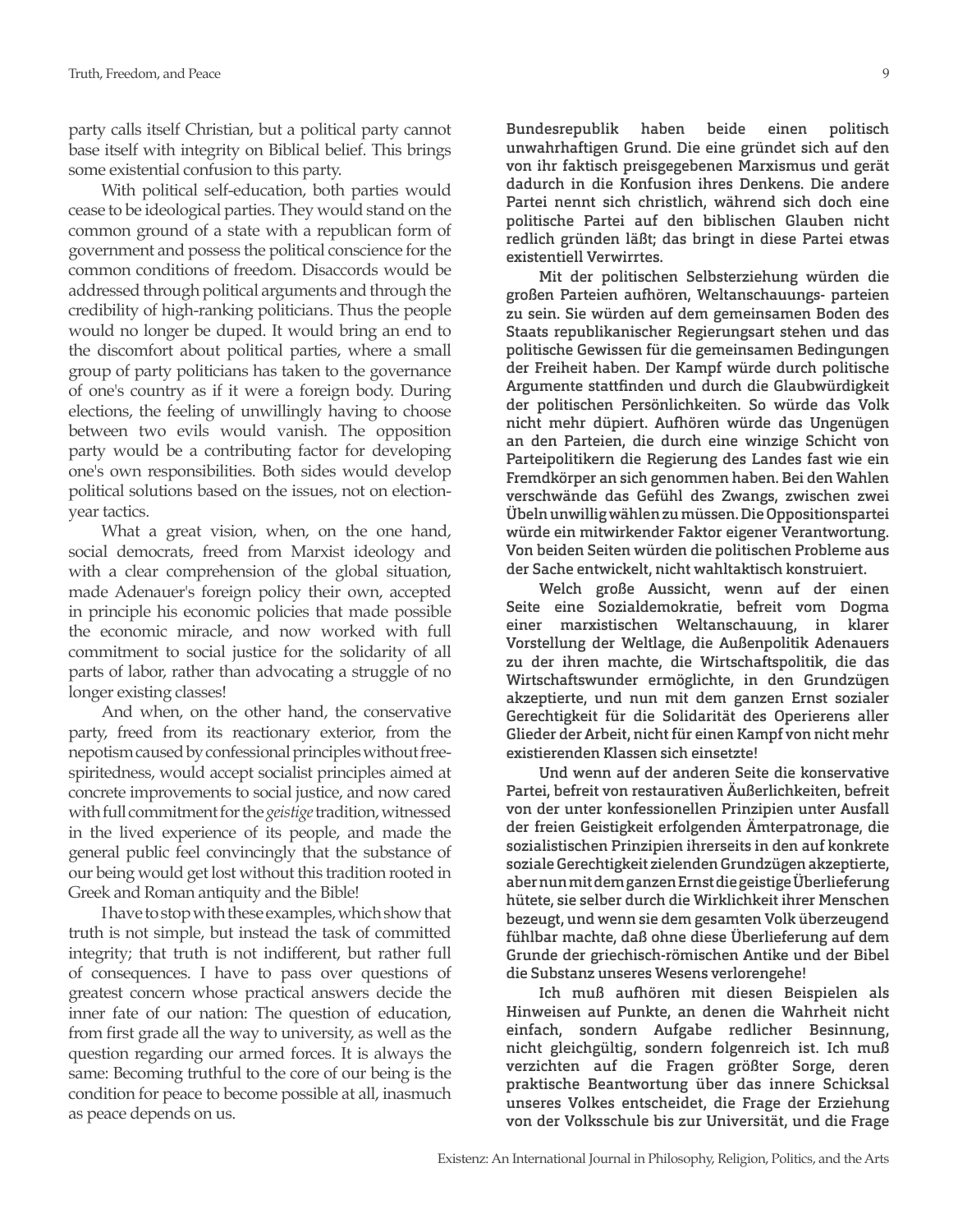party calls itself Christian, but a political party cannot base itself with integrity on Biblical belief. This brings some existential confusion to this party.

With political self-education, both parties would cease to be ideological parties. They would stand on the common ground of a state with a republican form of government and possess the political conscience for the common conditions of freedom. Disaccords would be addressed through political arguments and through the credibility of high-ranking politicians. Thus the people would no longer be duped. It would bring an end to the discomfort about political parties, where a small group of party politicians has taken to the governance of one's country as if it were a foreign body. During elections, the feeling of unwillingly having to choose between two evils would vanish. The opposition party would be a contributing factor for developing one's own responsibilities. Both sides would develop political solutions based on the issues, not on election-year tactics.

What a great vision, when, on the one hand, social democrats, freed from Marxist ideology and with a clear comprehension of the global situation, made Adenauer's foreign policy their own, accepted in principle his economic policies that made possible the economic miracle, and now worked with full commitment to social justice for the solidarity of all parts of labor, rather than advocating a struggle of no longer existing classes!

And when, on the other hand, the conservative party, freed from its reactionary exterior, from the nepotism caused by confessional principles without free-spiritedness, would accept socialist principles aimed at concrete improvements to social justice, and now cared with full commitment for the *geistige* tradition, witnessed in the lived experience of its people, and made the general public feel convincingly that the substance of our being would get lost without this tradition rooted in Greek and Roman antiquity and the Bible!

I have to stop with these examples, which show that truth is not simple, but instead the task of committed integrity; that truth is not indifferent, but rather full of consequences. I have to pass over questions of greatest concern whose practical answers decide the inner fate of our nation: The question of education, from first grade all the way to university, as well as the question regarding our armed forces. It is always the same: Becoming truthful to the core of our being is the condition for peace to become possible at all, inasmuch as peace depends on us.

**Bundesrepublik haben beide einen politisch unwahrhaftigen Grund. Die eine gründet sich auf den von ihr faktisch preisgegebenen Marxismus und gerät dadurch in die Konfusion ihres Denkens. Die andere Partei nennt sich christlich, während sich doch eine politische Partei auf den biblischen Glauben nicht redlich gründen läßt; das bringt in diese Partei etwas existentiell Verwirrtes.**

**Mit der politischen Selbsterziehung würden die großen Parteien aufhören, Weltanschauungs- parteien zu sein. Sie würden auf dem gemeinsamen Boden des Staats republikanischer Regierungsart stehen und das politische Gewissen für die gemeinsamen Bedingungen der Freiheit haben. Der Kampf würde durch politische Argumente stattfinden und durch die Glaubwürdigkeit der politischen Persönlichkeiten. So würde das Volk nicht mehr düpiert. Aufhören würde das Ungenügen an den Parteien, die durch eine winzige Schicht von Parteipolitikern die Regierung des Landes fast wie ein Fremdkörper an sich genommen haben. Bei den Wahlen verschwände das Gefühl des Zwangs, zwischen zwei Übeln unwillig wählen zu müssen. Die Oppositionspartei würde ein mitwirkender Faktor eigener Verantwortung. Von beiden Seiten würden die politischen Probleme aus der Sache entwickelt, nicht wahltaktisch konstruiert.**

**Welch große Aussicht, wenn auf der einen Seite eine Sozialdemokratie, befreit vom Dogma einer marxistischen Weltanschauung, in klarer Vorstellung der Weltlage, die Außenpolitik Adenauers zu der ihren machte, die Wirtschaftspolitik, die das Wirtschaftswunder ermöglichte, in den Grundzügen akzeptierte, und nun mit dem ganzen Ernst sozialer Gerechtigkeit für die Solidarität des Operierens aller Glieder der Arbeit, nicht für einen Kampf von nicht mehr existierenden Klassen sich einsetzte!**

**Und wenn auf der anderen Seite die konservative Partei, befreit von restaurativen Äußerlichkeiten, befreit von der unter konfessionellen Prinzipien unter Ausfall der freien Geistigkeit erfolgenden Ämterpatronage, die sozialistischen Prinzipien ihrerseits in den auf konkrete soziale Gerechtigkeit zielenden Grundzügen akzeptierte, aber nun mit dem ganzen Ernst die geistige Überlieferung hütete, sie selber durch die Wirklichkeit ihrer Menschen bezeugt, und wenn sie dem gesamten Volk überzeugend fühlbar machte, daß ohne diese Überlieferung auf dem Grunde der griechisch-römischen Antike und der Bibel die Substanz unseres Wesens verlorengehe!**

**Ich muß aufhören mit diesen Beispielen als Hinweisen auf Punkte, an denen die Wahrheit nicht einfach, sondern Aufgabe redlicher Besinnung, nicht gleichgültig, sondern folgenreich ist. Ich muß verzichten auf die Fragen größter Sorge, deren praktische Beantwortung über das innere Schicksal unseres Volkes entscheidet, die Frage der Erziehung von der Volksschule bis zur Universität, und die Frage**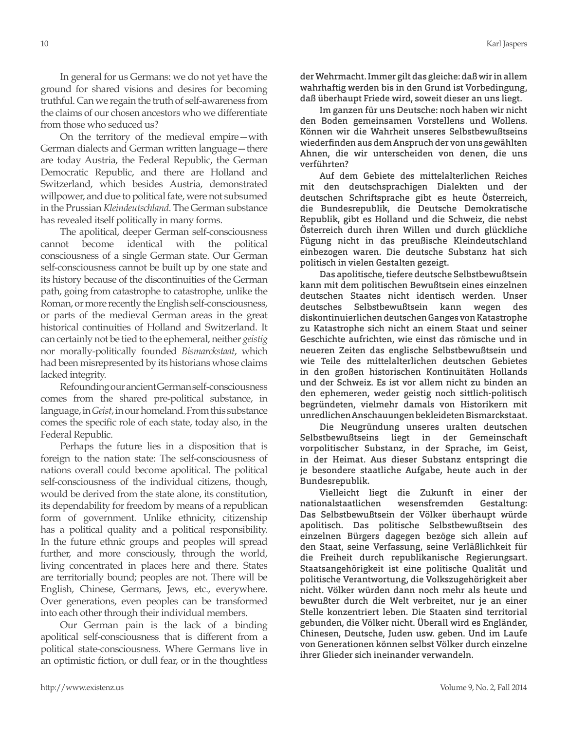In general for us Germans: we do not yet have the ground for shared visions and desires for becoming truthful. Can we regain the truth of self-awareness from the claims of our chosen ancestors who we differentiate from those who seduced us?

On the territory of the medieval empire—with German dialects and German written language—there are today Austria, the Federal Republic, the German Democratic Republic, and there are Holland and Switzerland, which besides Austria, demonstrated willpower, and due to political fate, were not subsumed in the Prussian *Kleindeutschland*. The German substance has revealed itself politically in many forms.

The apolitical, deeper German self-consciousness cannot become identical with the political consciousness of a single German state. Our German self-consciousness cannot be built up by one state and its history because of the discontinuities of the German path, going from catastrophe to catastrophe, unlike the Roman, or more recently the English self-consciousness, or parts of the medieval German areas in the great historical continuities of Holland and Switzerland. It can certainly not be tied to the ephemeral, neither *geistig* nor morally-politically founded *Bismarckstaat*, which had been misrepresented by its historians whose claims lacked integrity.

Refounding our ancient German self-consciousness comes from the shared pre-political substance, in language, in *Geist*, in our homeland. From this substance comes the specific role of each state, today also, in the Federal Republic.

Perhaps the future lies in a disposition that is foreign to the nation state: The self-consciousness of nations overall could become apolitical. The political self-consciousness of the individual citizens, though, would be derived from the state alone, its constitution, its dependability for freedom by means of a republican form of government. Unlike ethnicity, citizenship has a political quality and a political responsibility. In the future ethnic groups and peoples will spread further, and more consciously, through the world, living concentrated in places here and there. States are territorially bound; peoples are not. There will be English, Chinese, Germans, Jews, etc., everywhere. Over generations, even peoples can be transformed into each other through their individual members.

Our German pain is the lack of a binding apolitical self-consciousness that is different from a political state-consciousness. Where Germans live in an optimistic fiction, or dull fear, or in the thoughtless

der Wehrmacht. Immer gilt das gleiche: daß wir in allem wahrhaftig werden bis in den Grund ist Vorbedingung, daß überhaupt Friede wird, soweit dieser an uns liegt.

Im ganzen für uns Deutsche: noch haben wir nicht den Boden gemeinsamen Vorstellens und Wollens. Können wir die Wahrheit unseres Selbstbewußtseins wiederfinden aus dem Anspruch der von uns gewählten Ahnen, die wir unterscheiden von denen, die uns verführten?

Auf dem Gebiete des mittelalterlichen Reiches mit den deutschsprachigen Dialekten und der deutschen Schriftsprache gibt es heute Österreich, die Bundesrepublik, die Deutsche Demokratische Republik, gibt es Holland und die Schweiz, die nebst Österreich durch ihren Willen und durch glückliche Fügung nicht in das preußische Kleindeutschland einbezogen waren. Die deutsche Substanz hat sich politisch in vielen Gestalten gezeigt.

Das apolitische, tiefere deutsche Selbstbewußtsein kann mit dem politischen Bewußtsein eines einzelnen deutschen Staates nicht identisch werden. Unser deutsches Selbstbewußtsein kann wegen des diskontinuierlichen deutschen Ganges von Katastrophe zu Katastrophe sich nicht an einem Staat und seiner Geschichte aufrichten, wie einst das römische und in neueren Zeiten das englische Selbstbewußtsein und wie Teile des mittelalterlichen deutschen Gebietes in den großen historischen Kontinuitäten Hollands und der Schweiz. Es ist vor allem nicht zu binden an den ephemeren, weder geistig noch sittlich-politisch begründeten, vielmehr damals von Historikern mit unredlichen Anschauungen bekleideten Bismarckstaat.

Die Neugründung unseres uralten deutschen Selbstbewußtseins liegt in der Gemeinschaft vorpolitischer Substanz, in der Sprache, im Geist, in der Heimat. Aus dieser Substanz entspringt die je besondere staatliche Aufgabe, heute auch in der Bundesrepublik.

Vielleicht liegt die Zukunft in einer der nationalstaatlichen wesensfremden Gestaltung: Das Selbstbewußtsein der Völker überhaupt würde apolitisch. Das politische Selbstbewußtsein des einzelnen Bürgers dagegen bezöge sich allein auf den Staat, seine Verfassung, seine Verläßlichkeit für die Freiheit durch republikanische Regierungsart. Staatsangehörigkeit ist eine politische Qualität und politische Verantwortung, die Volkszugehörigkeit aber nicht. Völker würden dann noch mehr als heute und bewußter durch die Welt verbreitet, nur je an einer Stelle konzentriert leben. Die Staaten sind territorial gebunden, die Völker nicht. Überall wird es Engländer, Chinesen, Deutsche, Juden usw. geben. Und im Laufe von Generationen können selbst Völker durch einzelne ihrer Glieder sich ineinander verwandeln.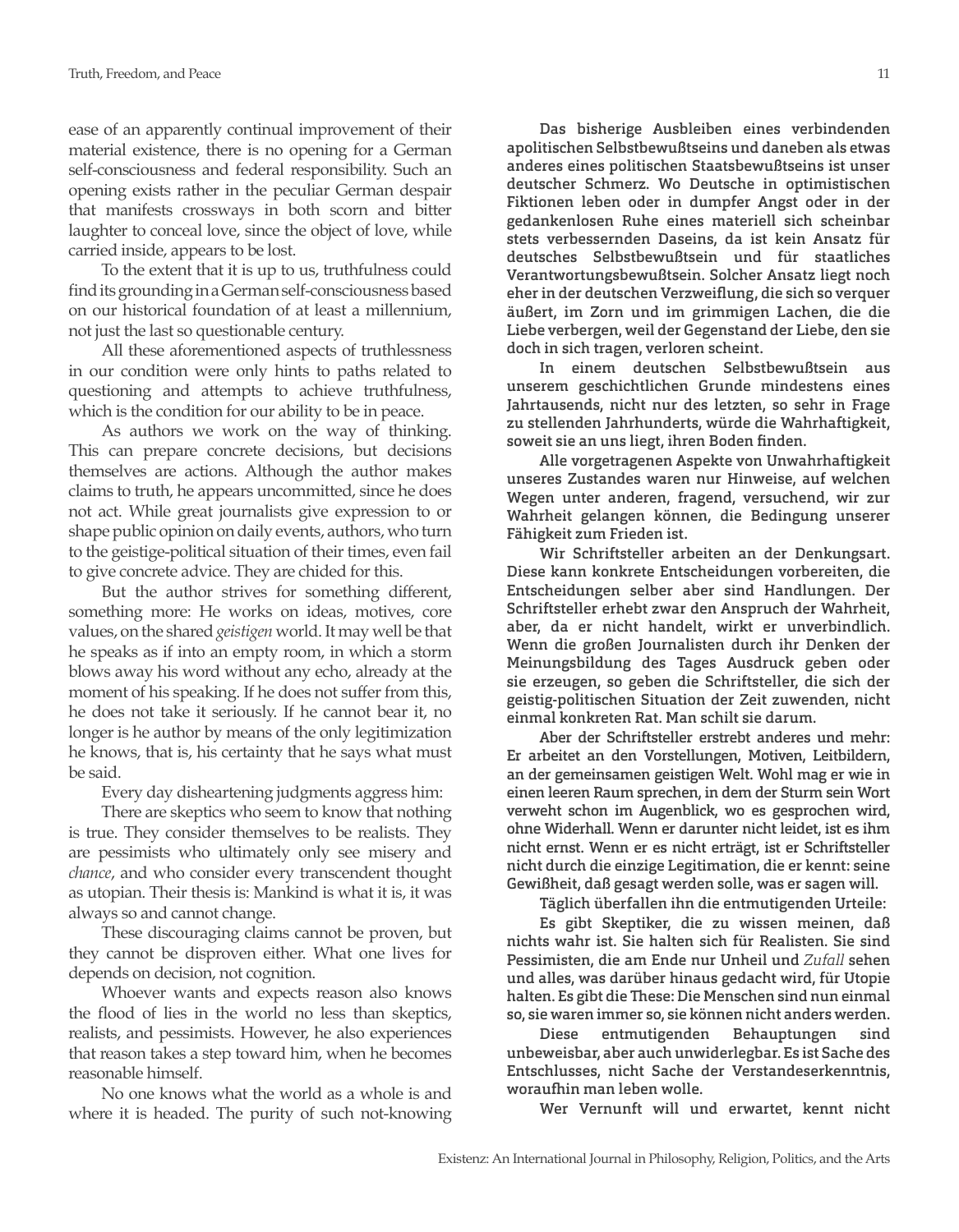ease of an apparently continual improvement of their material existence, there is no opening for a German self-consciousness and federal responsibility. Such an opening exists rather in the peculiar German despair that manifests crossways in both scorn and bitter laughter to conceal love, since the object of love, while carried inside, appears to be lost.

To the extent that it is up to us, truthfulness could find its grounding in a German self-consciousness based on our historical foundation of at least a millennium, not just the last so questionable century.

All these aforementioned aspects of truthlessness in our condition were only hints to paths related to questioning and attempts to achieve truthfulness, which is the condition for our ability to be in peace.

As authors we work on the way of thinking. This can prepare concrete decisions, but decisions themselves are actions. Although the author makes claims to truth, he appears uncommitted, since he does not act. While great journalists give expression to or shape public opinion on daily events, authors, who turn to the geistige-political situation of their times, even fail to give concrete advice. They are chided for this.

But the author strives for something different, something more: He works on ideas, motives, core values, on the shared *geistigen* world. It may well be that he speaks as if into an empty room, in which a storm blows away his word without any echo, already at the moment of his speaking. If he does not suffer from this, he does not take it seriously. If he cannot bear it, no longer is he author by means of the only legitimization he knows, that is, his certainty that he says what must be said.

Every day disheartening judgments aggress him:

There are skeptics who seem to know that nothing is true. They consider themselves to be realists. They are pessimists who ultimately only see misery and *chance*, and who consider every transcendent thought as utopian. Their thesis is: Mankind is what it is, it was always so and cannot change.

These discouraging claims cannot be proven, but they cannot be disproven either. What one lives for depends on decision, not cognition.

Whoever wants and expects reason also knows the flood of lies in the world no less than skeptics, realists, and pessimists. However, he also experiences that reason takes a step toward him, when he becomes reasonable himself.

No one knows what the world as a whole is and where it is headed. The purity of such not-knowing

Das bisherige Ausbleiben eines verbindenden apolitischen Selbstbewußtseins und daneben als etwas anderes eines politischen Staatsbewußtseins ist unser deutscher Schmerz. Wo Deutsche in optimistischen Fiktionen leben oder in dumpfer Angst oder in der gedankenlosen Ruhe eines materiell sich scheinbar stets verbessernden Daseins, da ist kein Ansatz für deutsches Selbstbewußtsein und für staatliches Verantwortungsbewußtsein. Solcher Ansatz liegt noch eher in der deutschen Verzweiflung, die sich so verquer äußert, im Zorn und im grimmigen Lachen, die die Liebe verbergen, weil der Gegenstand der Liebe, den sie doch in sich tragen, verloren scheint.

In einem deutschen Selbstbewußtsein aus unserem geschichtlichen Grunde mindestens eines Jahrtausends, nicht nur des letzten, so sehr in Frage zu stellenden Jahrhunderts, würde die Wahrhaftigkeit, soweit sie an uns liegt, ihren Boden finden.

Alle vorgetragenen Aspekte von Unwahrhaftigkeit unseres Zustandes waren nur Hinweise, auf welchen Wegen unter anderen, fragend, versuchend, wir zur Wahrheit gelangen können, die Bedingung unserer Fähigkeit zum Frieden ist.

Wir Schriftsteller arbeiten an der Denkungsart. Diese kann konkrete Entscheidungen vorbereiten, die Entscheidungen selber aber sind Handlungen. Der Schriftsteller erhebt zwar den Anspruch der Wahrheit, aber, da er nicht handelt, wirkt er unverbindlich. Wenn die großen Journalisten durch ihr Denken der Meinungsbildung des Tages Ausdruck geben oder sie erzeugen, so geben die Schriftsteller, die sich der geistig-politischen Situation der Zeit zuwenden, nicht einmal konkreten Rat. Man schilt sie darum.

Aber der Schriftsteller erstrebt anderes und mehr: Er arbeitet an den Vorstellungen, Motiven, Leitbildern, an der gemeinsamen geistigen Welt. Wohl mag er wie in einen leeren Raum sprechen, in dem der Sturm sein Wort verweht schon im Augenblick, wo es gesprochen wird, ohne Widerhall. Wenn er darunter nicht leidet, ist es ihm nicht ernst. Wenn er es nicht erträgt, ist er Schriftsteller nicht durch die einzige Legitimation, die er kennt: seine Gewißheit, daß gesagt werden solle, was er sagen will.

Täglich überfallen ihn die entmutigenden Urteile:

Es gibt Skeptiker, die zu wissen meinen, daß nichts wahr ist. Sie halten sich für Realisten. Sie sind Pessimisten, die am Ende nur Unheil und *Zufall* sehen und alles, was darüber hinaus gedacht wird, für Utopie halten. Es gibt die These: Die Menschen sind nun einmal so, sie waren immer so, sie können nicht anders werden.

Diese entmutigenden Behauptungen sind unbeweisbar, aber auch unwiderlegbar. Es ist Sache des Entschlusses, nicht Sache der Verstandeserkenntnis, woraufhin man leben wolle.

Wer Vernunft will und erwartet, kennt nicht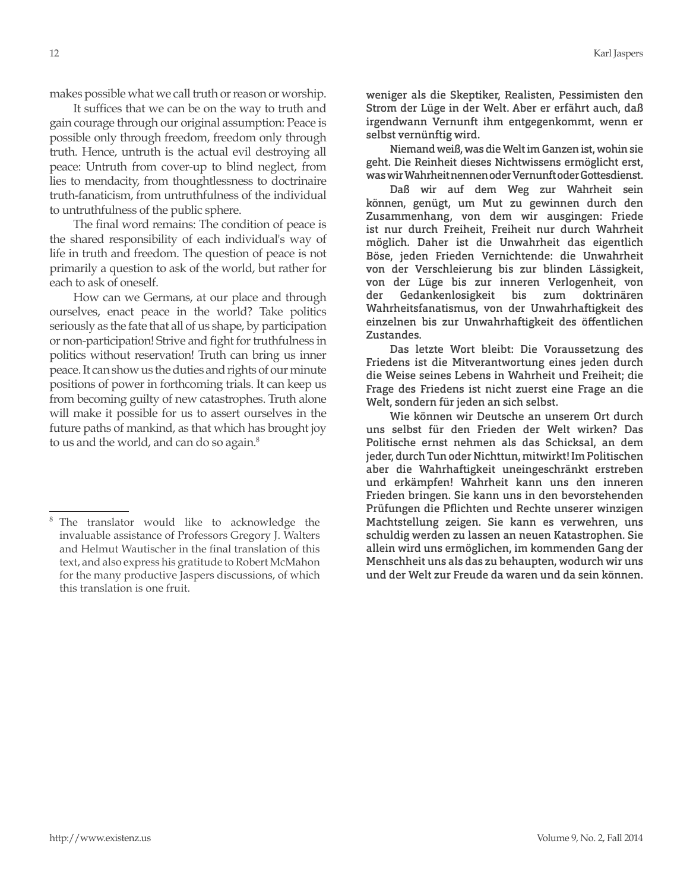makes possible what we call truth or reason or worship.

It suffices that we can be on the way to truth and gain courage through our original assumption: Peace is possible only through freedom, freedom only through truth. Hence, untruth is the actual evil destroying all peace: Untruth from cover-up to blind neglect, from lies to mendacity, from thoughtlessness to doctrinaire truth-fanaticism, from untruthfulness of the individual to untruthfulness of the public sphere.

The final word remains: The condition of peace is the shared responsibility of each individual's way of life in truth and freedom. The question of peace is not primarily a question to ask of the world, but rather for each to ask of oneself.

How can we Germans, at our place and through ourselves, enact peace in the world? Take politics seriously as the fate that all of us shape, by participation or non-participation! Strive and fight for truthfulness in politics without reservation! Truth can bring us inner peace. It can show us the duties and rights of our minute positions of power in forthcoming trials. It can keep us from becoming guilty of new catastrophes. Truth alone will make it possible for us to assert ourselves in the future paths of mankind, as that which has brought joy to us and the world, and can do so again.[8]

[8] The translator would like to acknowledge the invaluable assistance of Professors Gregory J. Walters and Helmut Wautischer in the final translation of this text, and also express his gratitude to Robert McMahon for the many productive Jaspers discussions, of which this translation is one fruit.

**weniger als die Skeptiker, Realisten, Pessimisten den Strom der Lüge in der Welt. Aber er erfährt auch, daß irgendwann Vernunft ihm entgegenkommt, wenn er selbst vernünftig wird.**

**Niemand weiß, was die Welt im Ganzen ist, wohin sie geht. Die Reinheit dieses Nichtwissens ermöglicht erst, was wir Wahrheit nennen oder Vernunft oder Gottesdienst.**

**Daß wir auf dem Weg zur Wahrheit sein können, genügt, um Mut zu gewinnen durch den Zusammenhang, von dem wir ausgingen: Friede ist nur durch Freiheit, Freiheit nur durch Wahrheit möglich. Daher ist die Unwahrheit das eigentlich Böse, jeden Frieden Vernichtende: die Unwahrheit von der Verschleierung bis zur blinden Lässigkeit, von der Lüge bis zur inneren Verlogenheit, von der Gedankenlosigkeit bis zum doktrinären Wahrheitsfanatismus, von der Unwahrhaftigkeit des einzelnen bis zur Unwahrhaftigkeit des öffentlichen Zustandes.**

**Das letzte Wort bleibt: Die Voraussetzung des Friedens ist die Mitverantwortung eines jeden durch die Weise seines Lebens in Wahrheit und Freiheit; die Frage des Friedens ist nicht zuerst eine Frage an die Welt, sondern für jeden an sich selbst.**

**Wie können wir Deutsche an unserem Ort durch uns selbst für den Frieden der Welt wirken? Das Politische ernst nehmen als das Schicksal, an dem jeder, durch Tun oder Nichttun, mitwirkt! Im Politischen aber die Wahrhaftigkeit uneingeschränkt erstreben und erkämpfen! Wahrheit kann uns den inneren Frieden bringen. Sie kann uns in den bevorstehenden Prüfungen die Pflichten und Rechte unserer winzigen Machtstellung zeigen. Sie kann es verwehren, uns schuldig werden zu lassen an neuen Katastrophen. Sie allein wird uns ermöglichen, im kommenden Gang der Menschheit uns als das zu behaupten, wodurch wir uns und der Welt zur Freude da waren und da sein können.**